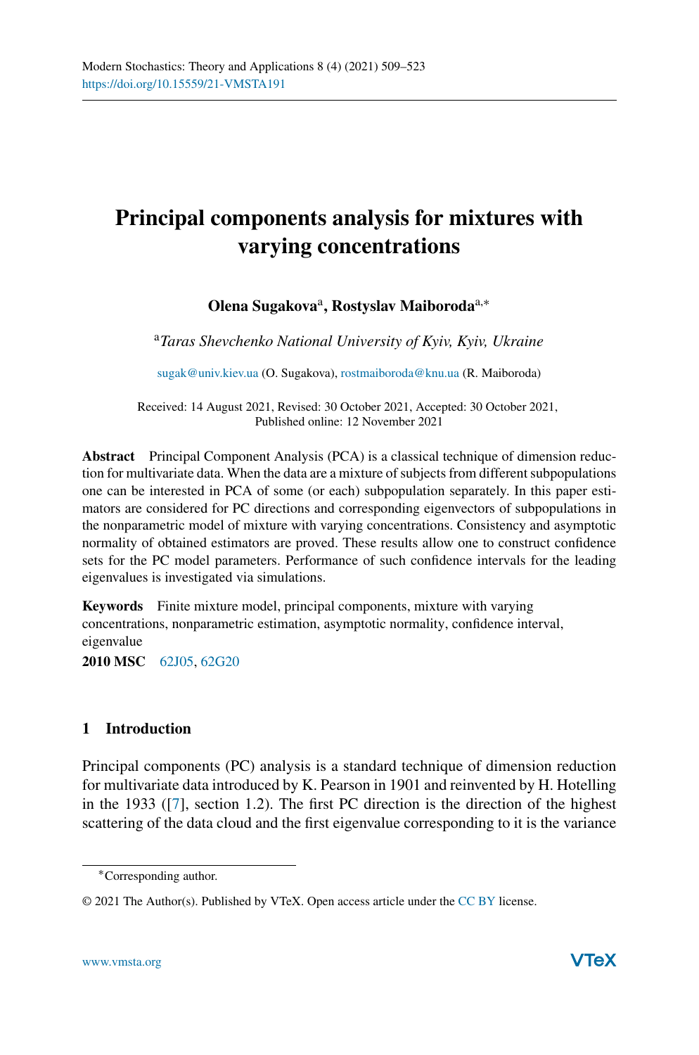# Principal components analysis for mixtures with varying concentrations

**Olena Sugakova**[a], **Rostyslav Maiboroda**[a,*]

[a]*Taras Shevchenko National University of Kyiv, Kyiv, Ukraine*

sugak@univ.kiev.ua (O. Sugakova), rostmaiboroda@knu.ua (R. Maiboroda)

Received: 14 August 2021, Revised: 30 October 2021, Accepted: 30 October 2021,
Published online: 12 November 2021

**Abstract** Principal Component Analysis (PCA) is a classical technique of dimension reduction for multivariate data. When the data are a mixture of subjects from different subpopulations one can be interested in PCA of some (or each) subpopulation separately. In this paper estimators are considered for PC directions and corresponding eigenvectors of subpopulations in the nonparametric model of mixture with varying concentrations. Consistency and asymptotic normality of obtained estimators are proved. These results allow one to construct confidence sets for the PC model parameters. Performance of such confidence intervals for the leading eigenvalues is investigated via simulations.

**Keywords** Finite mixture model, principal components, mixture with varying concentrations, nonparametric estimation, asymptotic normality, confidence interval, eigenvalue

**2010 MSC** 62J05, 62G20

## 1 Introduction

Principal components (PC) analysis is a standard technique of dimension reduction for multivariate data introduced by K. Pearson in 1901 and reinvented by H. Hotelling in the 1933 ([7], section 1.2). The first PC direction is the direction of the highest scattering of the data cloud and the first eigenvalue corresponding to it is the variance

---

*Corresponding author.

© 2021 The Author(s). Published by VTeX. Open access article under the CC BY license.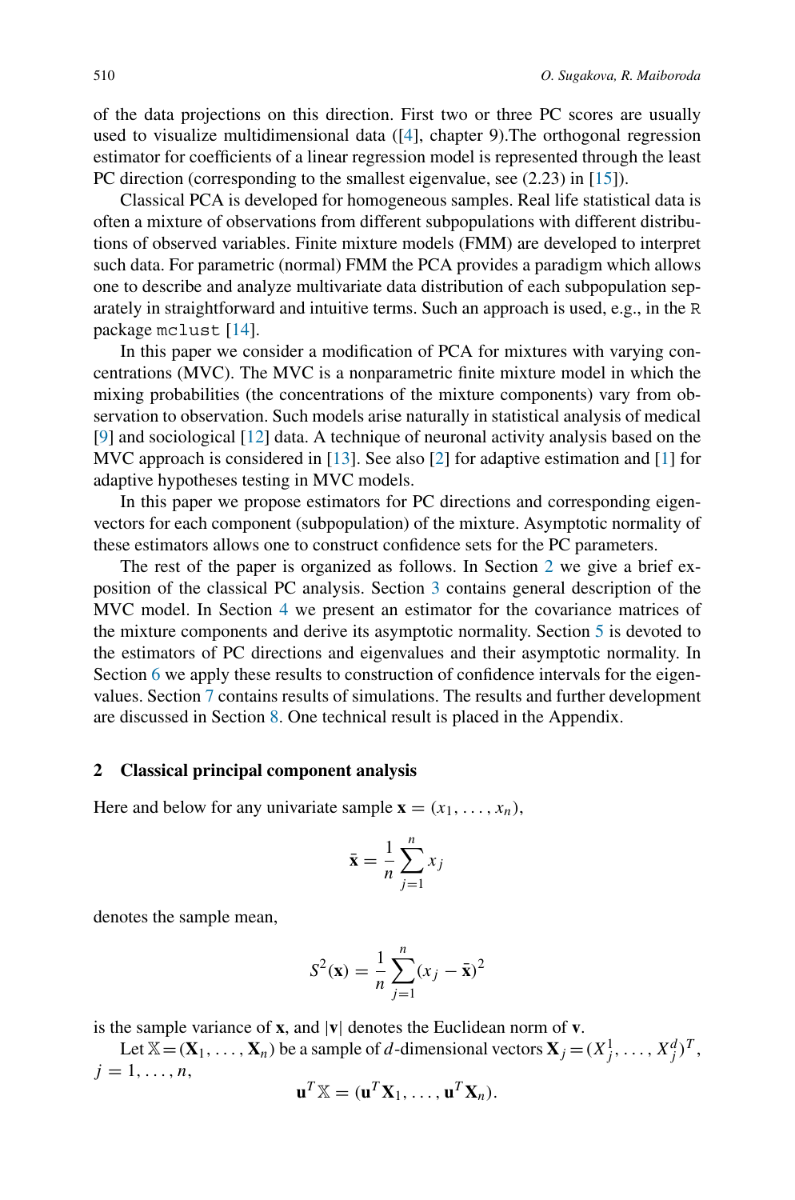of the data projections on this direction. First two or three PC scores are usually used to visualize multidimensional data ([4], chapter 9).The orthogonal regression estimator for coefficients of a linear regression model is represented through the least PC direction (corresponding to the smallest eigenvalue, see (2.23) in [15]).

Classical PCA is developed for homogeneous samples. Real life statistical data is often a mixture of observations from different subpopulations with different distributions of observed variables. Finite mixture models (FMM) are developed to interpret such data. For parametric (normal) FMM the PCA provides a paradigm which allows one to describe and analyze multivariate data distribution of each subpopulation separately in straightforward and intuitive terms. Such an approach is used, e.g., in the R package `mclust` [14].

In this paper we consider a modification of PCA for mixtures with varying concentrations (MVC). The MVC is a nonparametric finite mixture model in which the mixing probabilities (the concentrations of the mixture components) vary from observation to observation. Such models arise naturally in statistical analysis of medical [9] and sociological [12] data. A technique of neuronal activity analysis based on the MVC approach is considered in [13]. See also [2] for adaptive estimation and [1] for adaptive hypotheses testing in MVC models.

In this paper we propose estimators for PC directions and corresponding eigenvectors for each component (subpopulation) of the mixture. Asymptotic normality of these estimators allows one to construct confidence sets for the PC parameters.

The rest of the paper is organized as follows. In Section 2 we give a brief exposition of the classical PC analysis. Section 3 contains general description of the MVC model. In Section 4 we present an estimator for the covariance matrices of the mixture components and derive its asymptotic normality. Section 5 is devoted to the estimators of PC directions and eigenvalues and their asymptotic normality. In Section 6 we apply these results to construction of confidence intervals for the eigenvalues. Section 7 contains results of simulations. The results and further development are discussed in Section 8. One technical result is placed in the Appendix.

## 2 Classical principal component analysis

Here and below for any univariate sample $\mathbf{x} = (x_1, \dots, x_n)$,

$$\bar{\mathbf{x}} = \frac{1}{n}\sum_{j=1}^{n} x_j$$

denotes the sample mean,

$$S^2(\mathbf{x}) = \frac{1}{n}\sum_{j=1}^{n}(x_j - \bar{\mathbf{x}})^2$$

is the sample variance of $\mathbf{x}$, and $|\mathbf{v}|$ denotes the Euclidean norm of $\mathbf{v}$.

Let $\mathbb{X} = (\mathbf{X}_1, \dots, \mathbf{X}_n)$ be a sample of $d$-dimensional vectors $\mathbf{X}_j = (X_j^1, \dots, X_j^d)^T$, $j = 1, \dots, n$,

$$\mathbf{u}^T\mathbb{X} = (\mathbf{u}^T\mathbf{X}_1, \dots, \mathbf{u}^T\mathbf{X}_n).$$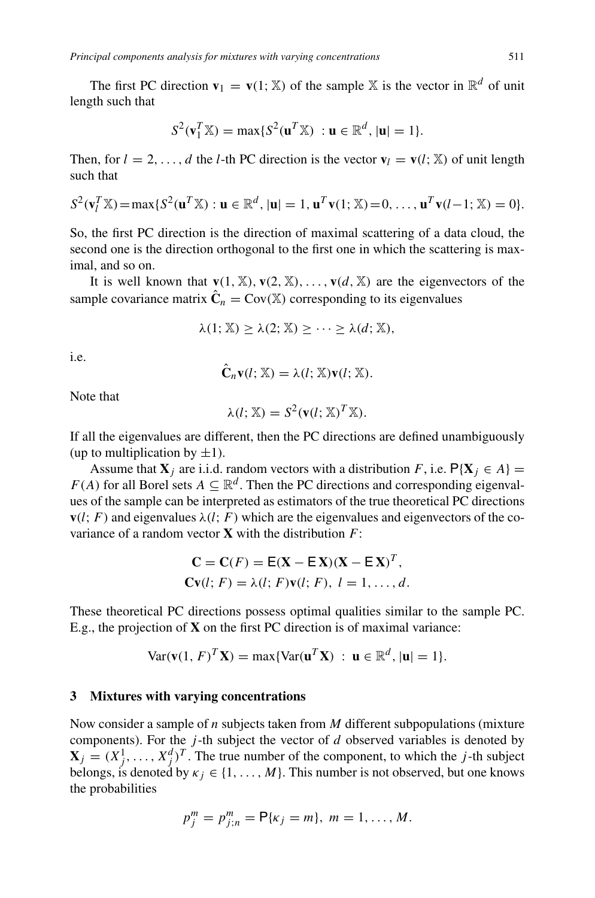The first PC direction $\mathbf{v}_1 = \mathbf{v}(1; \mathbb{X})$ of the sample $\mathbb{X}$ is the vector in $\mathbb{R}^d$ of unit length such that

$$S^2(\mathbf{v}_1^T \mathbb{X}) = \max\{S^2(\mathbf{u}^T \mathbb{X}) \ : \mathbf{u} \in \mathbb{R}^d, |\mathbf{u}| = 1\}.$$

Then, for $l = 2, \ldots, d$ the $l$-th PC direction is the vector $\mathbf{v}_l = \mathbf{v}(l; \mathbb{X})$ of unit length such that

$$S^2(\mathbf{v}_l^T \mathbb{X}) = \max\{S^2(\mathbf{u}^T \mathbb{X}) : \mathbf{u} \in \mathbb{R}^d, |\mathbf{u}| = 1, \mathbf{u}^T \mathbf{v}(1; \mathbb{X}) = 0, \ldots, \mathbf{u}^T \mathbf{v}(l-1; \mathbb{X}) = 0\}.$$

So, the first PC direction is the direction of maximal scattering of a data cloud, the second one is the direction orthogonal to the first one in which the scattering is maximal, and so on.

It is well known that $\mathbf{v}(1, \mathbb{X}), \mathbf{v}(2, \mathbb{X}), \ldots, \mathbf{v}(d, \mathbb{X})$ are the eigenvectors of the sample covariance matrix $\hat{\mathbf{C}}_n = \mathrm{Cov}(\mathbb{X})$ corresponding to its eigenvalues

$$\lambda(1; \mathbb{X}) \geq \lambda(2; \mathbb{X}) \geq \cdots \geq \lambda(d; \mathbb{X}),$$

i.e.

$$\hat{\mathbf{C}}_n \mathbf{v}(l; \mathbb{X}) = \lambda(l; \mathbb{X}) \mathbf{v}(l; \mathbb{X}).$$

Note that

$$\lambda(l; \mathbb{X}) = S^2(\mathbf{v}(l; \mathbb{X})^T \mathbb{X}).$$

If all the eigenvalues are different, then the PC directions are defined unambiguously (up to multiplication by $\pm 1$).

Assume that $\mathbf{X}_j$ are i.i.d. random vectors with a distribution $F$, i.e. $\mathsf{P}\{\mathbf{X}_j \in A\} = F(A)$ for all Borel sets $A \subseteq \mathbb{R}^d$. Then the PC directions and corresponding eigenvalues of the sample can be interpreted as estimators of the true theoretical PC directions $\mathbf{v}(l; F)$ and eigenvalues $\lambda(l; F)$ which are the eigenvalues and eigenvectors of the covariance of a random vector $\mathbf{X}$ with the distribution $F$:

$$\mathbf{C} = \mathbf{C}(F) = \mathsf{E}(\mathbf{X} - \mathsf{E}\,\mathbf{X})(\mathbf{X} - \mathsf{E}\,\mathbf{X})^T,$$
$$\mathbf{C}\mathbf{v}(l; F) = \lambda(l; F)\mathbf{v}(l; F), \ l = 1, \ldots, d.$$

These theoretical PC directions possess optimal qualities similar to the sample PC. E.g., the projection of $\mathbf{X}$ on the first PC direction is of maximal variance:

$$\mathrm{Var}(\mathbf{v}(1, F)^T \mathbf{X}) = \max\{\mathrm{Var}(\mathbf{u}^T \mathbf{X}) \ : \ \mathbf{u} \in \mathbb{R}^d, |\mathbf{u}| = 1\}.$$

## 3 Mixtures with varying concentrations

Now consider a sample of $n$ subjects taken from $M$ different subpopulations (mixture components). For the $j$-th subject the vector of $d$ observed variables is denoted by $\mathbf{X}_j = (X_j^1, \ldots, X_j^d)^T$. The true number of the component, to which the $j$-th subject belongs, is denoted by $\kappa_j \in \{1, \ldots, M\}$. This number is not observed, but one knows the probabilities

$$p_j^m = p_{j;n}^m = \mathsf{P}\{\kappa_j = m\}, \ m = 1, \ldots, M.$$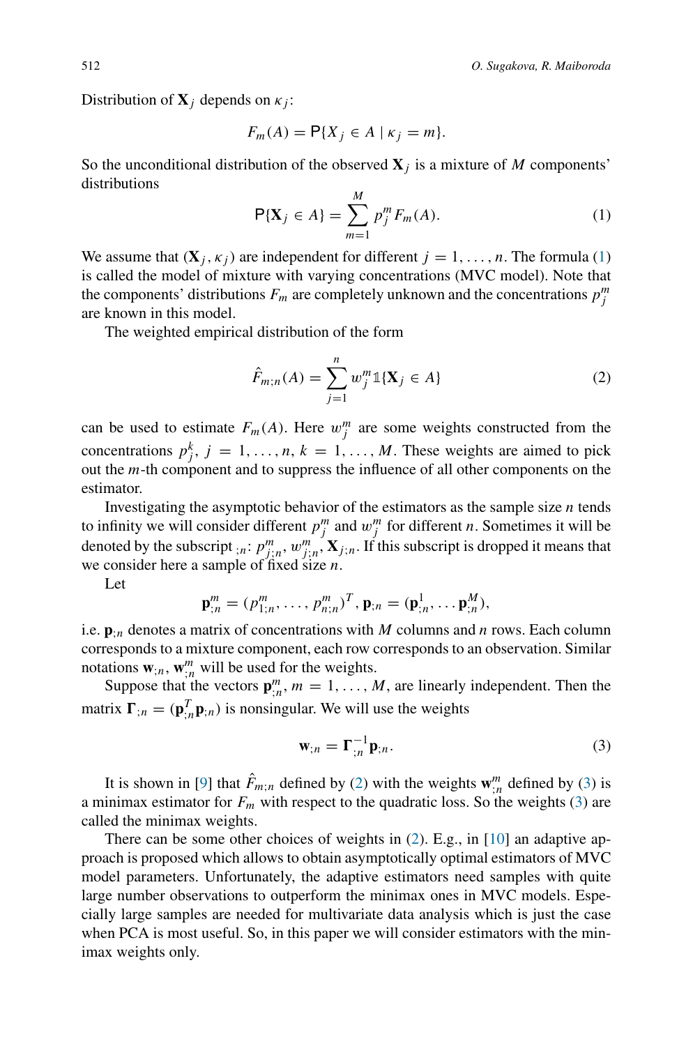Distribution of $\mathbf{X}_j$ depends on $\kappa_j$:

$$F_m(A) = \mathsf{P}\{X_j \in A \mid \kappa_j = m\}.$$

So the unconditional distribution of the observed $\mathbf{X}_j$ is a mixture of $M$ components' distributions

$$\mathsf{P}\{\mathbf{X}_j \in A\} = \sum_{m=1}^{M} p_j^m F_m(A). \tag{1}$$

We assume that $(\mathbf{X}_j, \kappa_j)$ are independent for different $j = 1, \dots, n$. The formula (1) is called the model of mixture with varying concentrations (MVC model). Note that the components' distributions $F_m$ are completely unknown and the concentrations $p_j^m$ are known in this model.

The weighted empirical distribution of the form

$$\hat{F}_{m;n}(A) = \sum_{j=1}^{n} w_j^m \mathbb{1}\{\mathbf{X}_j \in A\} \tag{2}$$

can be used to estimate $F_m(A)$. Here $w_j^m$ are some weights constructed from the concentrations $p_j^k$, $j = 1, \dots, n$, $k = 1, \dots, M$. These weights are aimed to pick out the $m$-th component and to suppress the influence of all other components on the estimator.

Investigating the asymptotic behavior of the estimators as the sample size $n$ tends to infinity we will consider different $p_j^m$ and $w_j^m$ for different $n$. Sometimes it will be denoted by the subscript $_{;n}$: $p_{j;n}^m$, $w_{j;n}^m$, $\mathbf{X}_{j;n}$. If this subscript is dropped it means that we consider here a sample of fixed size $n$.

Let

$$\mathbf{p}_{;n}^m = (p_{1;n}^m, \dots, p_{n;n}^m)^T, \mathbf{p}_{;n} = (\mathbf{p}_{;n}^1, \dots \mathbf{p}_{;n}^M),$$

i.e. $\mathbf{p}_{;n}$ denotes a matrix of concentrations with $M$ columns and $n$ rows. Each column corresponds to a mixture component, each row corresponds to an observation. Similar notations $\mathbf{w}_{;n}$, $\mathbf{w}_{;n}^m$ will be used for the weights.

Suppose that the vectors $\mathbf{p}_{;n}^m$, $m = 1, \dots, M$, are linearly independent. Then the matrix $\mathbf{\Gamma}_{;n} = (\mathbf{p}_{;n}^T \mathbf{p}_{;n})$ is nonsingular. We will use the weights

$$\mathbf{w}_{;n} = \mathbf{\Gamma}_{;n}^{-1} \mathbf{p}_{;n}. \tag{3}$$

It is shown in [9] that $\hat{F}_{m;n}$ defined by (2) with the weights $\mathbf{w}_{;n}^m$ defined by (3) is a minimax estimator for $F_m$ with respect to the quadratic loss. So the weights (3) are called the minimax weights.

There can be some other choices of weights in (2). E.g., in [10] an adaptive approach is proposed which allows to obtain asymptotically optimal estimators of MVC model parameters. Unfortunately, the adaptive estimators need samples with quite large number observations to outperform the minimax ones in MVC models. Especially large samples are needed for multivariate data analysis which is just the case when PCA is most useful. So, in this paper we will consider estimators with the minimax weights only.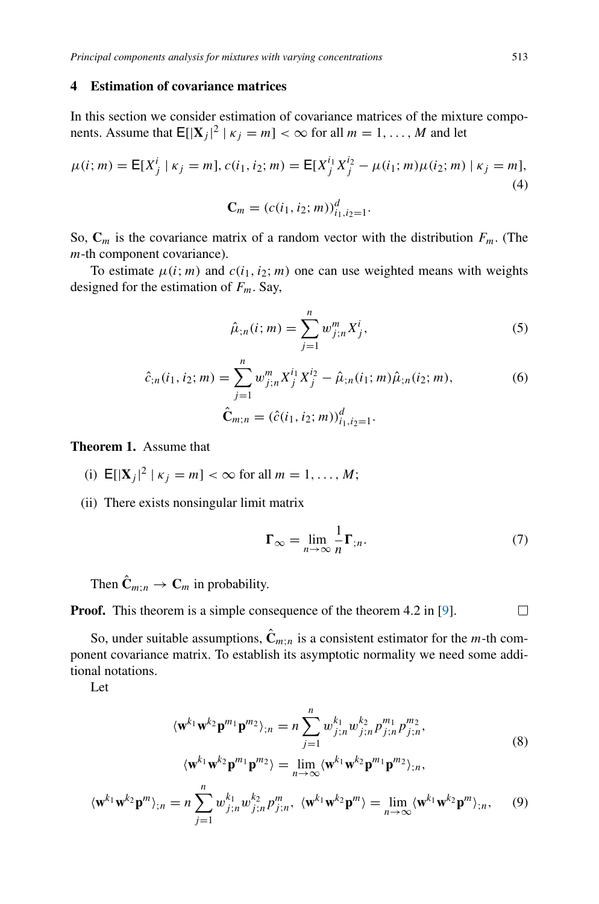## 4 Estimation of covariance matrices

In this section we consider estimation of covariance matrices of the mixture components. Assume that $\mathsf{E}[|\mathbf{X}_j|^2 \mid \kappa_j = m] < \infty$ for all $m = 1, \dots, M$ and let

$$\mu(i;m) = \mathsf{E}[X_j^i \mid \kappa_j = m], c(i_1, i_2; m) = \mathsf{E}[X_j^{i_1} X_j^{i_2} - \mu(i_1; m)\mu(i_2; m) \mid \kappa_j = m], \tag{4}$$

$$\mathbf{C}_m = (c(i_1, i_2; m))_{i_1, i_2 = 1}^d.$$

So, $\mathbf{C}_m$ is the covariance matrix of a random vector with the distribution $F_m$. (The $m$-th component covariance).

To estimate $\mu(i;m)$ and $c(i_1, i_2; m)$ one can use weighted means with weights designed for the estimation of $F_m$. Say,

$$\hat{\mu}_{;n}(i;m) = \sum_{j=1}^n w_{j;n}^m X_j^i, \tag{5}$$

$$\hat{c}_{;n}(i_1, i_2; m) = \sum_{j=1}^n w_{j;n}^m X_j^{i_1} X_j^{i_2} - \hat{\mu}_{;n}(i_1; m)\hat{\mu}_{;n}(i_2; m), \tag{6}$$

$$\hat{\mathbf{C}}_{m;n} = (\hat{c}(i_1, i_2; m))_{i_1, i_2 = 1}^d.$$

**Theorem 1.** Assume that

(i) $\mathsf{E}[|\mathbf{X}_j|^2 \mid \kappa_j = m] < \infty$ for all $m = 1, \dots, M$;

(ii) There exists nonsingular limit matrix

$$\mathbf{\Gamma}_\infty = \lim_{n \to \infty} \frac{1}{n} \mathbf{\Gamma}_{;n}. \tag{7}$$

Then $\hat{\mathbf{C}}_{m;n} \to \mathbf{C}_m$ in probability.

**Proof.** This theorem is a simple consequence of the theorem 4.2 in [9]. □

So, under suitable assumptions, $\hat{\mathbf{C}}_{m;n}$ is a consistent estimator for the $m$-th component covariance matrix. To establish its asymptotic normality we need some additional notations.

Let

$$\langle \mathbf{w}^{k_1} \mathbf{w}^{k_2} \mathbf{p}^{m_1} \mathbf{p}^{m_2} \rangle_{;n} = n \sum_{j=1}^n w_{j;n}^{k_1} w_{j;n}^{k_2} p_{j;n}^{m_1} p_{j;n}^{m_2},$$
$$\langle \mathbf{w}^{k_1} \mathbf{w}^{k_2} \mathbf{p}^{m_1} \mathbf{p}^{m_2} \rangle = \lim_{n \to \infty} \langle \mathbf{w}^{k_1} \mathbf{w}^{k_2} \mathbf{p}^{m_1} \mathbf{p}^{m_2} \rangle_{;n}, \tag{8}$$

$$\langle \mathbf{w}^{k_1} \mathbf{w}^{k_2} \mathbf{p}^{m} \rangle_{;n} = n \sum_{j=1}^n w_{j;n}^{k_1} w_{j;n}^{k_2} p_{j;n}^{m}, \ \langle \mathbf{w}^{k_1} \mathbf{w}^{k_2} \mathbf{p}^{m} \rangle = \lim_{n \to \infty} \langle \mathbf{w}^{k_1} \mathbf{w}^{k_2} \mathbf{p}^{m} \rangle_{;n}, \tag{9}$$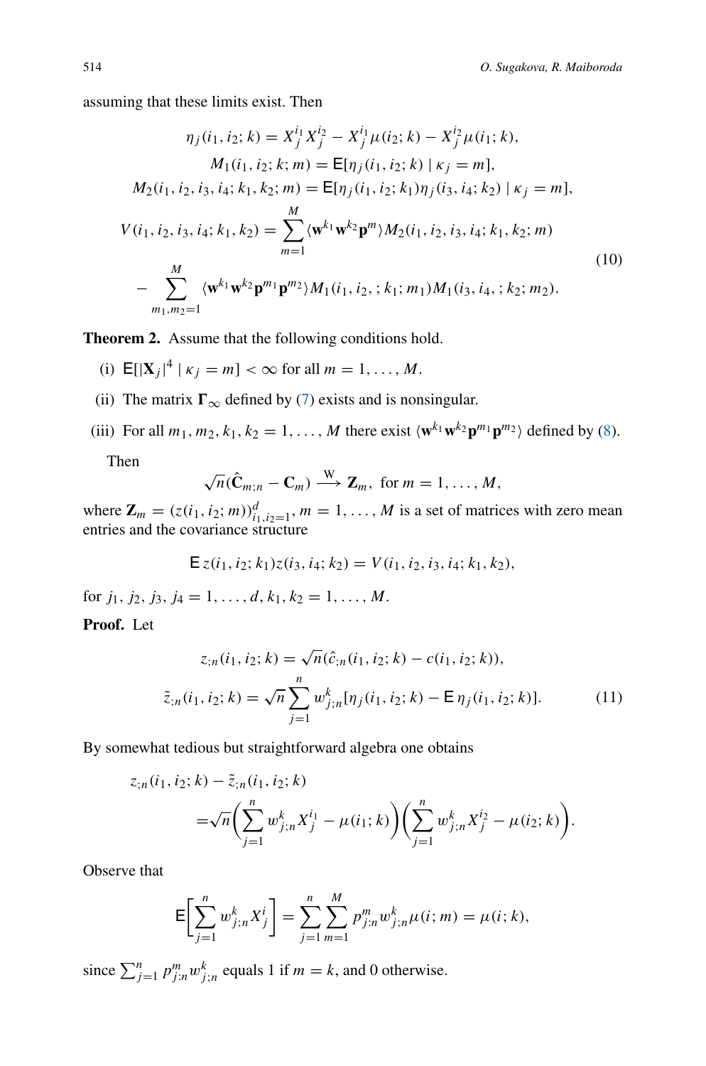assuming that these limits exist. Then

$$
\begin{aligned}
\eta_j(i_1, i_2; k) &= X_j^{i_1} X_j^{i_2} - X_j^{i_1}\mu(i_2; k) - X_j^{i_2}\mu(i_1; k),\\
M_1(i_1, i_2; k; m) &= \mathsf{E}[\eta_j(i_1, i_2; k) \mid \kappa_j = m],\\
M_2(i_1, i_2, i_3, i_4; k_1, k_2; m) &= \mathsf{E}[\eta_j(i_1, i_2; k_1)\eta_j(i_3, i_4; k_2) \mid \kappa_j = m],\\
V(i_1, i_2, i_3, i_4; k_1, k_2) &= \sum_{m=1}^{M} \langle \mathbf{w}^{k_1}\mathbf{w}^{k_2}\mathbf{p}^{m}\rangle M_2(i_1, i_2, i_3, i_4; k_1, k_2; m)\\
&\quad - \sum_{m_1, m_2=1}^{M} \langle \mathbf{w}^{k_1}\mathbf{w}^{k_2}\mathbf{p}^{m_1}\mathbf{p}^{m_2}\rangle M_1(i_1, i_2, ; k_1; m_1) M_1(i_3, i_4, ; k_2; m_2).
\end{aligned}
\tag{10}
$$

**Theorem 2.** Assume that the following conditions hold.

(i) $\mathsf{E}[|\mathbf{X}_j|^4 \mid \kappa_j = m] < \infty$ for all $m = 1, \ldots, M$.

(ii) The matrix $\boldsymbol{\Gamma}_\infty$ defined by (7) exists and is nonsingular.

(iii) For all $m_1, m_2, k_1, k_2 = 1, \ldots, M$ there exist $\langle \mathbf{w}^{k_1}\mathbf{w}^{k_2}\mathbf{p}^{m_1}\mathbf{p}^{m_2}\rangle$ defined by (8).

Then

$$
\sqrt{n}(\hat{\mathbf{C}}_{m;n} - \mathbf{C}_m) \xrightarrow{\text{W}} \mathbf{Z}_m, \text{ for } m = 1, \ldots, M,
$$

where $\mathbf{Z}_m = (z(i_1, i_2; m))_{i_1, i_2=1}^{d}$, $m = 1, \ldots, M$ is a set of matrices with zero mean entries and the covariance structure

$$
\mathsf{E}\, z(i_1, i_2; k_1) z(i_3, i_4; k_2) = V(i_1, i_2, i_3, i_4; k_1, k_2),
$$

for $j_1, j_2, j_3, j_4 = 1, \ldots, d$, $k_1, k_2 = 1, \ldots, M$.

**Proof.** Let

$$
\begin{aligned}
z_{;n}(i_1, i_2; k) &= \sqrt{n}(\hat{c}_{;n}(i_1, i_2; k) - c(i_1, i_2; k)),\\
\tilde{z}_{;n}(i_1, i_2; k) &= \sqrt{n}\sum_{j=1}^{n} w_{j;n}^{k}[\eta_j(i_1, i_2; k) - \mathsf{E}\,\eta_j(i_1, i_2; k)].
\end{aligned}
\tag{11}
$$

By somewhat tedious but straightforward algebra one obtains

$$
\begin{aligned}
&z_{;n}(i_1, i_2; k) - \tilde{z}_{;n}(i_1, i_2; k)\\
&\quad = \sqrt{n}\left(\sum_{j=1}^{n} w_{j;n}^{k} X_j^{i_1} - \mu(i_1; k)\right)\left(\sum_{j=1}^{n} w_{j;n}^{k} X_j^{i_2} - \mu(i_2; k)\right).
\end{aligned}
$$

Observe that

$$
\mathsf{E}\left[\sum_{j=1}^{n} w_{j;n}^{k} X_j^{i}\right] = \sum_{j=1}^{n}\sum_{m=1}^{M} p_{j:n}^{m} w_{j;n}^{k}\mu(i; m) = \mu(i; k),
$$

since $\sum_{j=1}^{n} p_{j:n}^{m} w_{j;n}^{k}$ equals 1 if $m = k$, and 0 otherwise.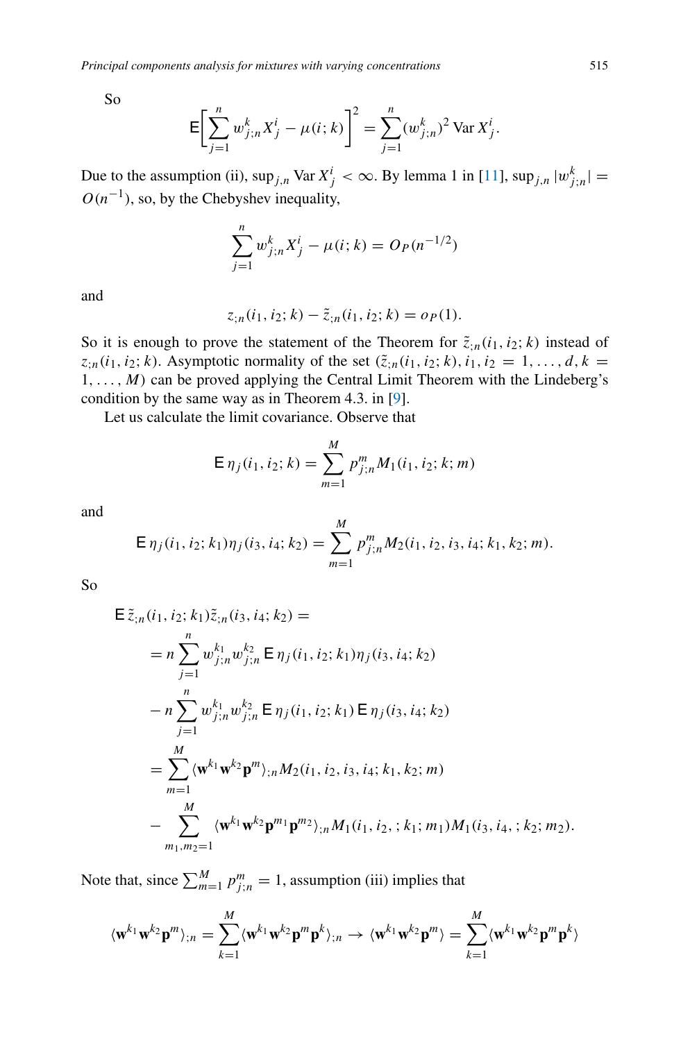So

$$\mathsf{E}\Bigg[\sum_{j=1}^{n} w_{j;n}^{k} X_j^i - \mu(i;k)\Bigg]^2 = \sum_{j=1}^{n} (w_{j;n}^{k})^2 \operatorname{Var} X_j^i.$$

Due to the assumption (ii), $\sup_{j,n} \operatorname{Var} X_j^i < \infty$. By lemma 1 in [11], $\sup_{j,n} |w_{j;n}^k| = O(n^{-1})$, so, by the Chebyshev inequality,

$$\sum_{j=1}^{n} w_{j;n}^{k} X_j^i - \mu(i;k) = O_P(n^{-1/2})$$

and

$$z_{;n}(i_1,i_2;k) - \tilde{z}_{;n}(i_1,i_2;k) = o_P(1).$$

So it is enough to prove the statement of the Theorem for $\tilde{z}_{;n}(i_1,i_2;k)$ instead of $z_{;n}(i_1,i_2;k)$. Asymptotic normality of the set $(\tilde{z}_{;n}(i_1,i_2;k), i_1,i_2 = 1,\dots,d, k = 1,\dots,M)$ can be proved applying the Central Limit Theorem with the Lindeberg's condition by the same way as in Theorem 4.3. in [9].

Let us calculate the limit covariance. Observe that

$$\mathsf{E}\,\eta_j(i_1,i_2;k) = \sum_{m=1}^{M} p_{j;n}^m M_1(i_1,i_2;k;m)$$

and

$$\mathsf{E}\,\eta_j(i_1,i_2;k_1)\eta_j(i_3,i_4;k_2) = \sum_{m=1}^{M} p_{j;n}^m M_2(i_1,i_2,i_3,i_4;k_1,k_2;m).$$

So

$$\begin{aligned}
&\mathsf{E}\,\tilde{z}_{;n}(i_1,i_2;k_1)\tilde{z}_{;n}(i_3,i_4;k_2) = \\
&\quad = n\sum_{j=1}^{n} w_{j;n}^{k_1} w_{j;n}^{k_2}\,\mathsf{E}\,\eta_j(i_1,i_2;k_1)\eta_j(i_3,i_4;k_2) \\
&\quad - n\sum_{j=1}^{n} w_{j;n}^{k_1} w_{j;n}^{k_2}\,\mathsf{E}\,\eta_j(i_1,i_2;k_1)\,\mathsf{E}\,\eta_j(i_3,i_4;k_2) \\
&\quad = \sum_{m=1}^{M} \langle \mathbf{w}^{k_1}\mathbf{w}^{k_2}\mathbf{p}^m\rangle_{;n} M_2(i_1,i_2,i_3,i_4;k_1,k_2;m) \\
&\quad - \sum_{m_1,m_2=1}^{M} \langle \mathbf{w}^{k_1}\mathbf{w}^{k_2}\mathbf{p}^{m_1}\mathbf{p}^{m_2}\rangle_{;n} M_1(i_1,i_2,;k_1;m_1)M_1(i_3,i_4,;k_2;m_2).
\end{aligned}$$

Note that, since $\sum_{m=1}^{M} p_{j;n}^m = 1$, assumption (iii) implies that

$$\langle \mathbf{w}^{k_1}\mathbf{w}^{k_2}\mathbf{p}^m\rangle_{;n} = \sum_{k=1}^{M} \langle \mathbf{w}^{k_1}\mathbf{w}^{k_2}\mathbf{p}^m\mathbf{p}^k\rangle_{;n} \to \langle \mathbf{w}^{k_1}\mathbf{w}^{k_2}\mathbf{p}^m\rangle = \sum_{k=1}^{M} \langle \mathbf{w}^{k_1}\mathbf{w}^{k_2}\mathbf{p}^m\mathbf{p}^k\rangle$$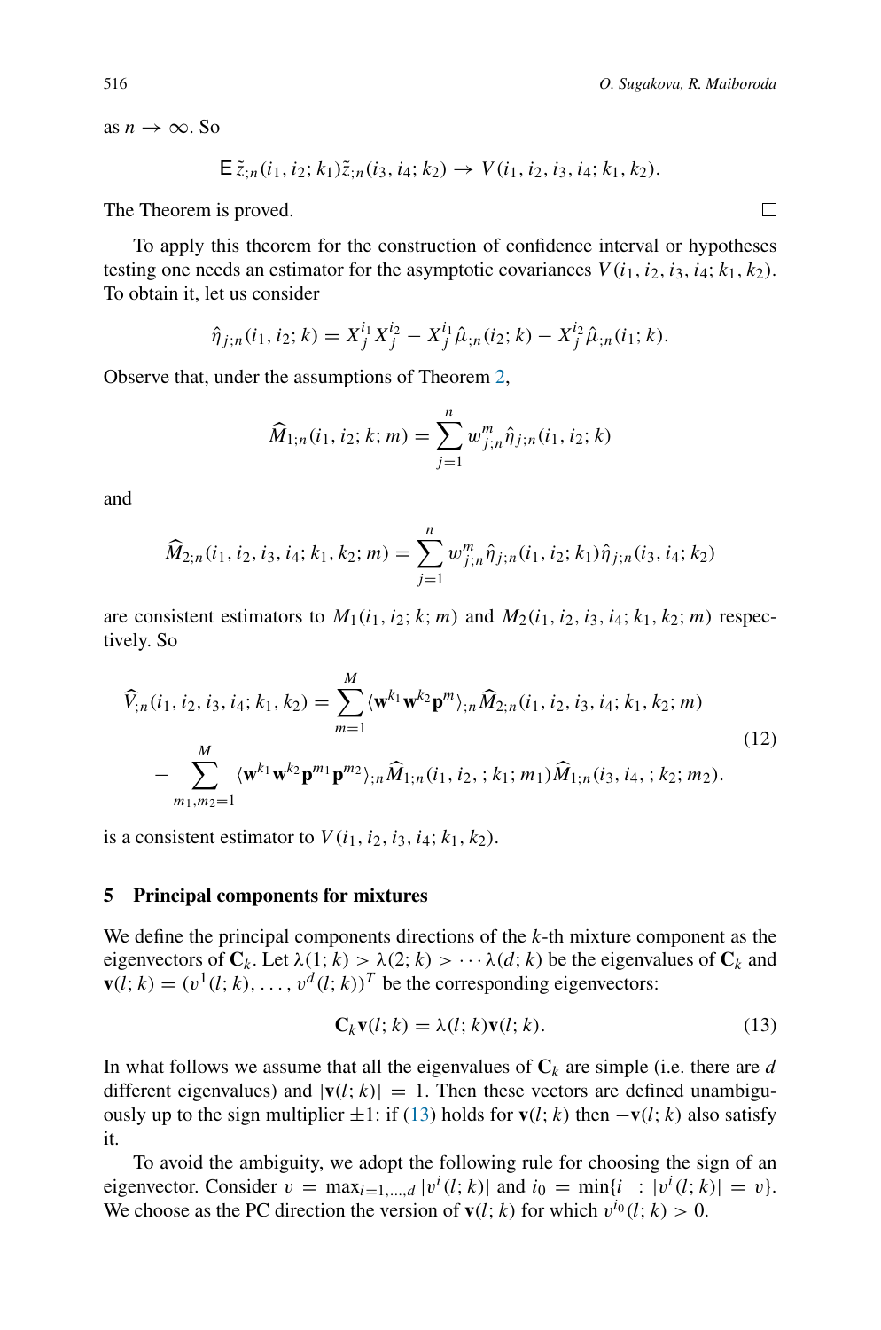as $n \to \infty$. So

$$\mathsf{E}\,\tilde{z}_{;n}(i_1, i_2; k_1)\tilde{z}_{;n}(i_3, i_4; k_2) \to V(i_1, i_2, i_3, i_4; k_1, k_2).$$

The Theorem is proved. □

To apply this theorem for the construction of confidence interval or hypotheses testing one needs an estimator for the asymptotic covariances $V(i_1, i_2, i_3, i_4; k_1, k_2)$. To obtain it, let us consider

$$\hat{\eta}_{j;n}(i_1, i_2; k) = X_j^{i_1} X_j^{i_2} - X_j^{i_1} \hat{\mu}_{;n}(i_2; k) - X_j^{i_2} \hat{\mu}_{;n}(i_1; k).$$

Observe that, under the assumptions of Theorem 2,

$$\widehat{M}_{1;n}(i_1, i_2; k; m) = \sum_{j=1}^{n} w_{j;n}^{m} \hat{\eta}_{j;n}(i_1, i_2; k)$$

and

$$\widehat{M}_{2;n}(i_1, i_2, i_3, i_4; k_1, k_2; m) = \sum_{j=1}^{n} w_{j;n}^{m} \hat{\eta}_{j;n}(i_1, i_2; k_1) \hat{\eta}_{j;n}(i_3, i_4; k_2)$$

are consistent estimators to $M_1(i_1, i_2; k; m)$ and $M_2(i_1, i_2, i_3, i_4; k_1, k_2; m)$ respectively. So

$$\begin{aligned}\widehat{V}_{;n}(i_1, i_2, i_3, i_4; k_1, k_2) &= \sum_{m=1}^{M} \langle \mathbf{w}^{k_1} \mathbf{w}^{k_2} \mathbf{p}^{m} \rangle_{;n} \widehat{M}_{2;n}(i_1, i_2, i_3, i_4; k_1, k_2; m) \\ &- \sum_{m_1, m_2 = 1}^{M} \langle \mathbf{w}^{k_1} \mathbf{w}^{k_2} \mathbf{p}^{m_1} \mathbf{p}^{m_2} \rangle_{;n} \widehat{M}_{1;n}(i_1, i_2, ; k_1; m_1) \widehat{M}_{1;n}(i_3, i_4, ; k_2; m_2).\end{aligned} \tag{12}$$

is a consistent estimator to $V(i_1, i_2, i_3, i_4; k_1, k_2)$.

## 5 Principal components for mixtures

We define the principal components directions of the $k$-th mixture component as the eigenvectors of $\mathbf{C}_k$. Let $\lambda(1; k) > \lambda(2; k) > \cdots \lambda(d; k)$ be the eigenvalues of $\mathbf{C}_k$ and $\mathbf{v}(l; k) = (v^1(l; k), \ldots, v^d(l; k))^T$ be the corresponding eigenvectors:

$$\mathbf{C}_k \mathbf{v}(l; k) = \lambda(l; k) \mathbf{v}(l; k). \tag{13}$$

In what follows we assume that all the eigenvalues of $\mathbf{C}_k$ are simple (i.e. there are $d$ different eigenvalues) and $|\mathbf{v}(l; k)| = 1$. Then these vectors are defined unambiguously up to the sign multiplier $\pm 1$: if (13) holds for $\mathbf{v}(l; k)$ then $-\mathbf{v}(l; k)$ also satisfy it.

To avoid the ambiguity, we adopt the following rule for choosing the sign of an eigenvector. Consider $v = \max_{i=1,\ldots,d} |v^i(l; k)|$ and $i_0 = \min\{i \ : |v^i(l; k)| = v\}$. We choose as the PC direction the version of $\mathbf{v}(l; k)$ for which $v^{i_0}(l; k) > 0$.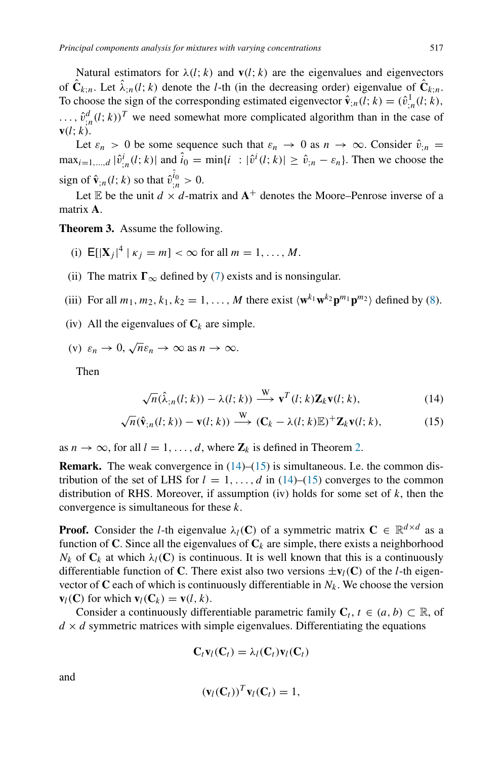Natural estimators for $\lambda(l;k)$ and $\mathbf{v}(l;k)$ are the eigenvalues and eigenvectors of $\hat{\mathbf{C}}_{k;n}$. Let $\hat{\lambda}_{;n}(l;k)$ denote the $l$-th (in the decreasing order) eigenvalue of $\hat{\mathbf{C}}_{k;n}$. To choose the sign of the corresponding estimated eigenvector $\hat{\mathbf{v}}_{;n}(l;k) = (\hat{v}^1_{;n}(l;k), \dots, \hat{v}^d_{;n}(l;k))^T$ we need somewhat more complicated algorithm than in the case of $\mathbf{v}(l;k)$.

Let $\varepsilon_n > 0$ be some sequence such that $\varepsilon_n \to 0$ as $n \to \infty$. Consider $\hat{v}_{;n} = \max_{i=1,\dots,d} |\hat{v}^i_{;n}(l;k)|$ and $\hat{i}_0 = \min\{i : |\hat{v}^i(l;k)| \geq \hat{v}_{;n} - \varepsilon_n\}$. Then we choose the sign of $\hat{\mathbf{v}}_{;n}(l;k)$ so that $\hat{v}^{\hat{i}_0}_{;n} > 0$.

Let $\mathbb{E}$ be the unit $d \times d$-matrix and $\mathbf{A}^+$ denotes the Moore–Penrose inverse of a matrix $\mathbf{A}$.

**Theorem 3.** Assume the following.

(i) $\mathsf{E}[|\mathbf{X}_j|^4 \mid \kappa_j = m] < \infty$ for all $m = 1, \dots, M$.

(ii) The matrix $\mathbf{\Gamma}_\infty$ defined by (7) exists and is nonsingular.

(iii) For all $m_1, m_2, k_1, k_2 = 1, \dots, M$ there exist $\langle \mathbf{w}^{k_1}\mathbf{w}^{k_2}\mathbf{p}^{m_1}\mathbf{p}^{m_2}\rangle$ defined by (8).

(iv) All the eigenvalues of $\mathbf{C}_k$ are simple.

(v) $\varepsilon_n \to 0$, $\sqrt{n}\varepsilon_n \to \infty$ as $n \to \infty$.

Then

$$\sqrt{n}(\hat{\lambda}_{;n}(l;k)) - \lambda(l;k)) \xrightarrow{\text{W}} \mathbf{v}^T(l;k)\mathbf{Z}_k\mathbf{v}(l;k), \tag{14}$$

$$\sqrt{n}(\hat{\mathbf{v}}_{;n}(l;k)) - \mathbf{v}(l;k)) \xrightarrow{\text{W}} (\mathbf{C}_k - \lambda(l;k)\mathbb{E})^+\mathbf{Z}_k\mathbf{v}(l;k), \tag{15}$$

as $n \to \infty$, for all $l = 1, \dots, d$, where $\mathbf{Z}_k$ is defined in Theorem 2.

**Remark.** The weak convergence in (14)–(15) is simultaneous. I.e. the common distribution of the set of LHS for $l = 1, \dots, d$ in (14)–(15) converges to the common distribution of RHS. Moreover, if assumption (iv) holds for some set of $k$, then the convergence is simultaneous for these $k$.

**Proof.** Consider the $l$-th eigenvalue $\lambda_l(\mathbf{C})$ of a symmetric matrix $\mathbf{C} \in \mathbb{R}^{d\times d}$ as a function of $\mathbf{C}$. Since all the eigenvalues of $\mathbf{C}_k$ are simple, there exists a neighborhood $N_k$ of $\mathbf{C}_k$ at which $\lambda_l(\mathbf{C})$ is continuous. It is well known that this is a continuously differentiable function of $\mathbf{C}$. There exist also two versions $\pm\mathbf{v}_l(\mathbf{C})$ of the $l$-th eigenvector of $\mathbf{C}$ each of which is continuously differentiable in $N_k$. We choose the version $\mathbf{v}_l(\mathbf{C})$ for which $\mathbf{v}_l(\mathbf{C}_k) = \mathbf{v}(l,k)$.

Consider a continuously differentiable parametric family $\mathbf{C}_t$, $t \in (a,b) \subset \mathbb{R}$, of $d \times d$ symmetric matrices with simple eigenvalues. Differentiating the equations

$$\mathbf{C}_t\mathbf{v}_l(\mathbf{C}_t) = \lambda_l(\mathbf{C}_t)\mathbf{v}_l(\mathbf{C}_t)$$

and

$$(\mathbf{v}_l(\mathbf{C}_t))^T\mathbf{v}_l(\mathbf{C}_t) = 1,$$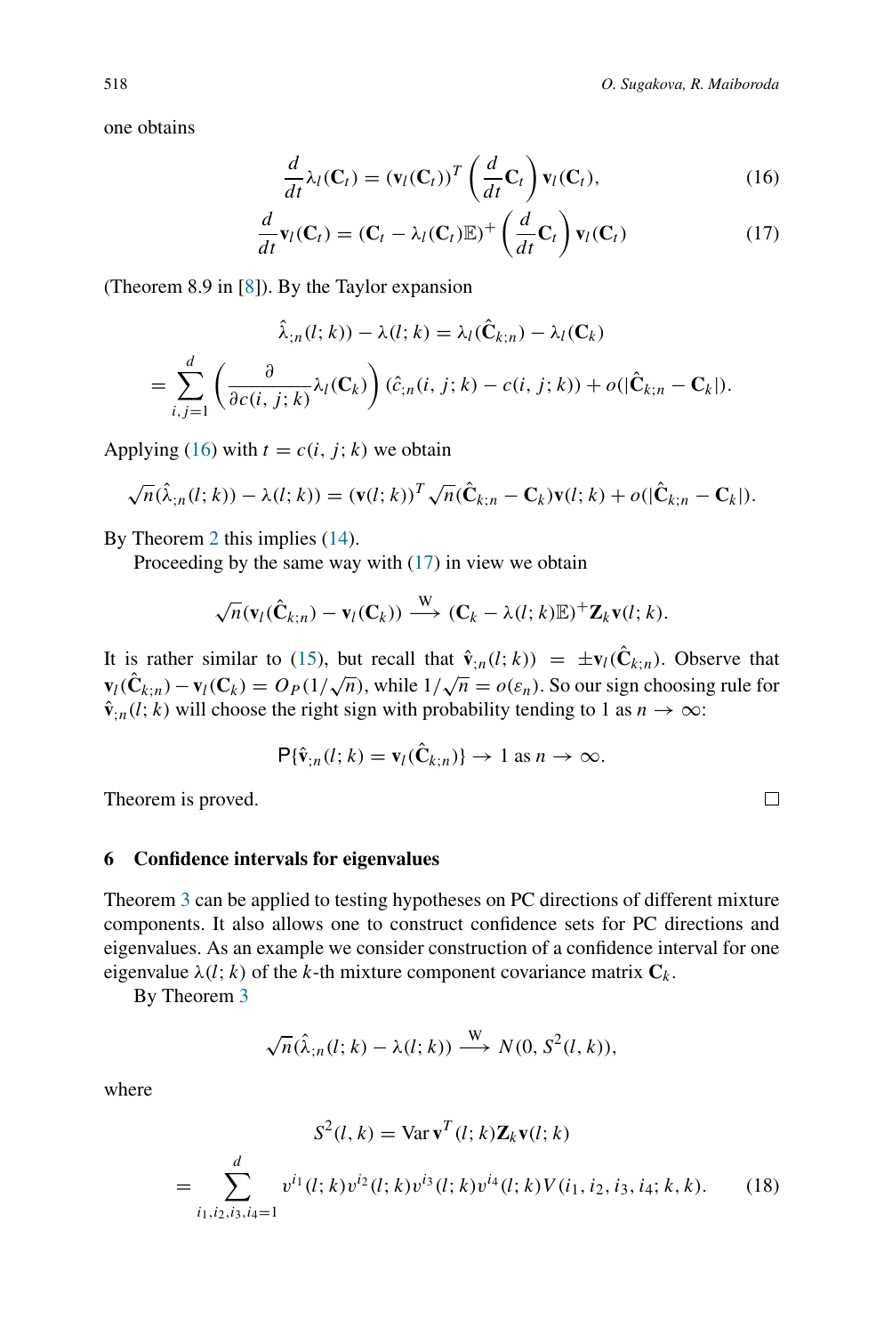one obtains

$$\frac{d}{dt}\lambda_l(\mathbf{C}_t) = (\mathbf{v}_l(\mathbf{C}_t))^T \left(\frac{d}{dt}\mathbf{C}_t\right)\mathbf{v}_l(\mathbf{C}_t), \tag{16}$$

$$\frac{d}{dt}\mathbf{v}_l(\mathbf{C}_t) = (\mathbf{C}_t - \lambda_l(\mathbf{C}_t)\mathbb{E})^+ \left(\frac{d}{dt}\mathbf{C}_t\right)\mathbf{v}_l(\mathbf{C}_t) \tag{17}$$

(Theorem 8.9 in [8]). By the Taylor expansion

$$\hat{\lambda}_{;n}(l;k)) - \lambda(l;k) = \lambda_l(\hat{\mathbf{C}}_{k;n}) - \lambda_l(\mathbf{C}_k)$$

$$= \sum_{i,j=1}^{d} \left(\frac{\partial}{\partial c(i,j;k)}\lambda_l(\mathbf{C}_k)\right)(\hat{c}_{;n}(i,j;k) - c(i,j;k)) + o(|\hat{\mathbf{C}}_{k;n} - \mathbf{C}_k|).$$

Applying (16) with $t = c(i,j;k)$ we obtain

$$\sqrt{n}(\hat{\lambda}_{;n}(l;k)) - \lambda(l;k)) = (\mathbf{v}(l;k))^T \sqrt{n}(\hat{\mathbf{C}}_{k;n} - \mathbf{C}_k)\mathbf{v}(l;k) + o(|\hat{\mathbf{C}}_{k;n} - \mathbf{C}_k|).$$

By Theorem 2 this implies (14).

Proceeding by the same way with (17) in view we obtain

$$\sqrt{n}(\mathbf{v}_l(\hat{\mathbf{C}}_{k;n}) - \mathbf{v}_l(\mathbf{C}_k)) \xrightarrow{\text{W}} (\mathbf{C}_k - \lambda(l;k)\mathbb{E})^+\mathbf{Z}_k\mathbf{v}(l;k).$$

It is rather similar to (15), but recall that $\hat{\mathbf{v}}_{;n}(l;k)) = \pm\mathbf{v}_l(\hat{\mathbf{C}}_{k;n})$. Observe that $\mathbf{v}_l(\hat{\mathbf{C}}_{k;n}) - \mathbf{v}_l(\mathbf{C}_k) = O_P(1/\sqrt{n})$, while $1/\sqrt{n} = o(\varepsilon_n)$. So our sign choosing rule for $\hat{\mathbf{v}}_{;n}(l;k)$ will choose the right sign with probability tending to 1 as $n \to \infty$:

$$\mathsf{P}\{\hat{\mathbf{v}}_{;n}(l;k) = \mathbf{v}_l(\hat{\mathbf{C}}_{k;n})\} \to 1 \text{ as } n \to \infty.$$

Theorem is proved. □

## 6 Confidence intervals for eigenvalues

Theorem 3 can be applied to testing hypotheses on PC directions of different mixture components. It also allows one to construct confidence sets for PC directions and eigenvalues. As an example we consider construction of a confidence interval for one eigenvalue $\lambda(l;k)$ of the $k$-th mixture component covariance matrix $\mathbf{C}_k$.

By Theorem 3

$$\sqrt{n}(\hat{\lambda}_{;n}(l;k) - \lambda(l;k)) \xrightarrow{\text{W}} N(0, S^2(l,k)),$$

where

$$S^2(l,k) = \operatorname{Var} \mathbf{v}^T(l;k)\mathbf{Z}_k\mathbf{v}(l;k)$$

$$= \sum_{i_1,i_2,i_3,i_4=1}^{d} v^{i_1}(l;k)v^{i_2}(l;k)v^{i_3}(l;k)v^{i_4}(l;k)V(i_1,i_2,i_3,i_4;k,k). \tag{18}$$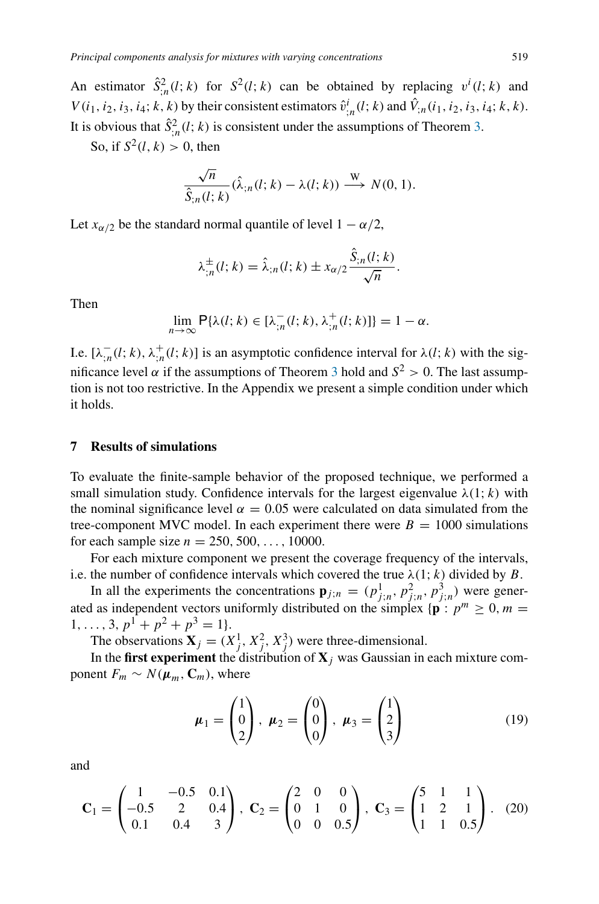An estimator $\hat{S}^2_{;n}(l;k)$ for $S^2(l;k)$ can be obtained by replacing $v^i(l;k)$ and $V(i_1,i_2,i_3,i_4;k,k)$ by their consistent estimators $\hat{v}^i_{;n}(l;k)$ and $\hat{V}_{;n}(i_1,i_2,i_3,i_4;k,k)$. It is obvious that $\hat{S}^2_{;n}(l;k)$ is consistent under the assumptions of Theorem 3.

So, if $S^2(l,k) > 0$, then

$$\frac{\sqrt{n}}{\hat{S}_{;n}(l;k)}(\hat{\lambda}_{;n}(l;k) - \lambda(l;k)) \xrightarrow{\text{W}} N(0,1).$$

Let $x_{\alpha/2}$ be the standard normal quantile of level $1-\alpha/2$,

$$\lambda^{\pm}_{;n}(l;k) = \hat{\lambda}_{;n}(l;k) \pm x_{\alpha/2}\frac{\hat{S}_{;n}(l;k)}{\sqrt{n}}.$$

Then

$$\lim_{n\to\infty} \mathsf{P}\{\lambda(l;k) \in [\lambda^-_{;n}(l;k), \lambda^+_{;n}(l;k)]\} = 1-\alpha.$$

I.e. $[\lambda^-_{;n}(l;k), \lambda^+_{;n}(l;k)]$ is an asymptotic confidence interval for $\lambda(l;k)$ with the significance level $\alpha$ if the assumptions of Theorem 3 hold and $S^2 > 0$. The last assumption is not too restrictive. In the Appendix we present a simple condition under which it holds.

## 7 Results of simulations

To evaluate the finite-sample behavior of the proposed technique, we performed a small simulation study. Confidence intervals for the largest eigenvalue $\lambda(1;k)$ with the nominal significance level $\alpha = 0.05$ were calculated on data simulated from the tree-component MVC model. In each experiment there were $B = 1000$ simulations for each sample size $n = 250, 500, \ldots, 10000$.

For each mixture component we present the coverage frequency of the intervals, i.e. the number of confidence intervals which covered the true $\lambda(1;k)$ divided by $B$.

In all the experiments the concentrations $\mathbf{p}_{j;n} = (p^1_{j;n}, p^2_{j;n}, p^3_{j;n})$ were generated as independent vectors uniformly distributed on the simplex $\{\mathbf{p} : p^m \geq 0, m = 1,\ldots,3,\ p^1+p^2+p^3 = 1\}$.

The observations $\mathbf{X}_j = (X^1_j, X^2_j, X^3_j)$ were three-dimensional.

In the **first experiment** the distribution of $\mathbf{X}_j$ was Gaussian in each mixture component $F_m \sim N(\boldsymbol{\mu}_m, \mathbf{C}_m)$, where

$$\boldsymbol{\mu}_1 = \begin{pmatrix}1\\0\\2\end{pmatrix},\ \boldsymbol{\mu}_2 = \begin{pmatrix}0\\0\\0\end{pmatrix},\ \boldsymbol{\mu}_3 = \begin{pmatrix}1\\2\\3\end{pmatrix} \tag{19}$$

and

$$\mathbf{C}_1 = \begin{pmatrix}1 & -0.5 & 0.1\\ -0.5 & 2 & 0.4\\ 0.1 & 0.4 & 3\end{pmatrix},\ \mathbf{C}_2 = \begin{pmatrix}2 & 0 & 0\\ 0 & 1 & 0\\ 0 & 0 & 0.5\end{pmatrix},\ \mathbf{C}_3 = \begin{pmatrix}5 & 1 & 1\\ 1 & 2 & 1\\ 1 & 1 & 0.5\end{pmatrix}. \tag{20}$$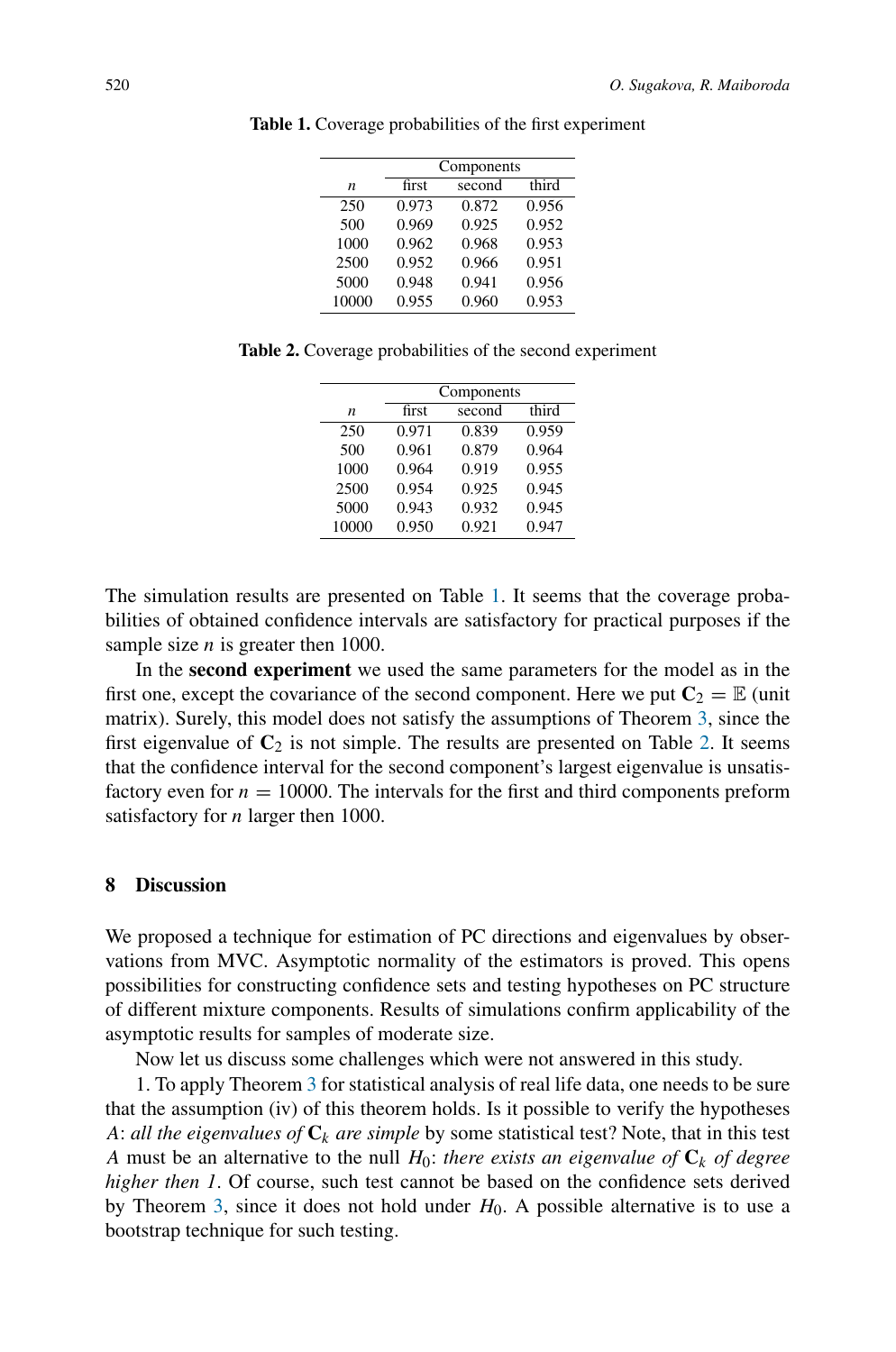**Table 1.** Coverage probabilities of the first experiment

| $n$ | Components | | |
|---|---|---|---|
| | first | second | third |
| 250 | 0.973 | 0.872 | 0.956 |
| 500 | 0.969 | 0.925 | 0.952 |
| 1000 | 0.962 | 0.968 | 0.953 |
| 2500 | 0.952 | 0.966 | 0.951 |
| 5000 | 0.948 | 0.941 | 0.956 |
| 10000 | 0.955 | 0.960 | 0.953 |

**Table 2.** Coverage probabilities of the second experiment

| $n$ | Components | | |
|---|---|---|---|
| | first | second | third |
| 250 | 0.971 | 0.839 | 0.959 |
| 500 | 0.961 | 0.879 | 0.964 |
| 1000 | 0.964 | 0.919 | 0.955 |
| 2500 | 0.954 | 0.925 | 0.945 |
| 5000 | 0.943 | 0.932 | 0.945 |
| 10000 | 0.950 | 0.921 | 0.947 |

The simulation results are presented on Table 1. It seems that the coverage probabilities of obtained confidence intervals are satisfactory for practical purposes if the sample size $n$ is greater then 1000.

In the **second experiment** we used the same parameters for the model as in the first one, except the covariance of the second component. Here we put $\mathbf{C}_2 = \mathbb{E}$ (unit matrix). Surely, this model does not satisfy the assumptions of Theorem 3, since the first eigenvalue of $\mathbf{C}_2$ is not simple. The results are presented on Table 2. It seems that the confidence interval for the second component's largest eigenvalue is unsatisfactory even for $n = 10000$. The intervals for the first and third components preform satisfactory for $n$ larger then 1000.

## 8 Discussion

We proposed a technique for estimation of PC directions and eigenvalues by observations from MVC. Asymptotic normality of the estimators is proved. This opens possibilities for constructing confidence sets and testing hypotheses on PC structure of different mixture components. Results of simulations confirm applicability of the asymptotic results for samples of moderate size.

Now let us discuss some challenges which were not answered in this study.

1. To apply Theorem 3 for statistical analysis of real life data, one needs to be sure that the assumption (iv) of this theorem holds. Is it possible to verify the hypotheses $A$: *all the eigenvalues of* $\mathbf{C}_k$ *are simple* by some statistical test? Note, that in this test $A$ must be an alternative to the null $H_0$: *there exists an eigenvalue of* $\mathbf{C}_k$ *of degree higher then 1*. Of course, such test cannot be based on the confidence sets derived by Theorem 3, since it does not hold under $H_0$. A possible alternative is to use a bootstrap technique for such testing.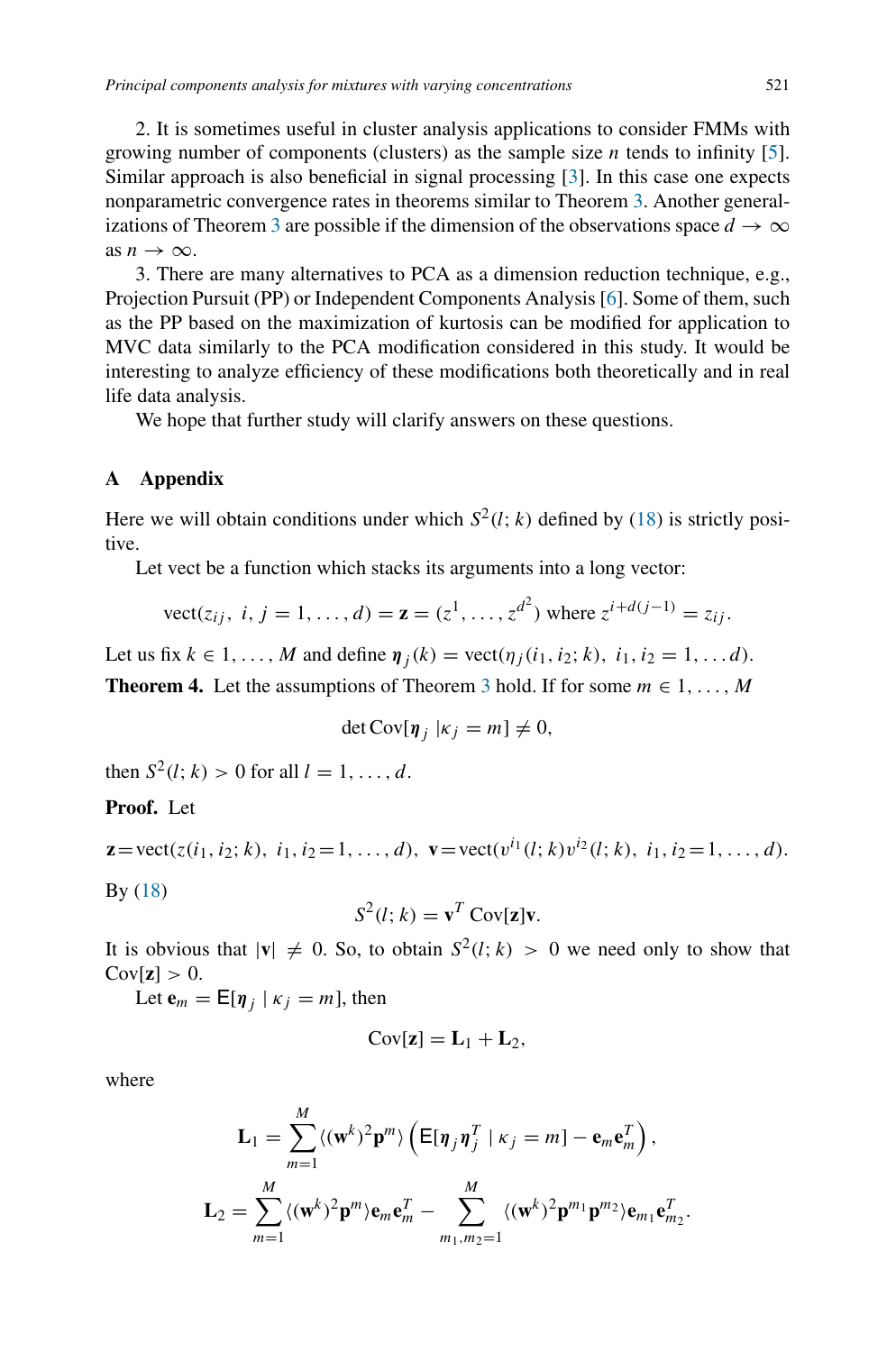2. It is sometimes useful in cluster analysis applications to consider FMMs with growing number of components (clusters) as the sample size $n$ tends to infinity [5]. Similar approach is also beneficial in signal processing [3]. In this case one expects nonparametric convergence rates in theorems similar to Theorem 3. Another generalizations of Theorem 3 are possible if the dimension of the observations space $d \to \infty$ as $n \to \infty$.

3. There are many alternatives to PCA as a dimension reduction technique, e.g., Projection Pursuit (PP) or Independent Components Analysis [6]. Some of them, such as the PP based on the maximization of kurtosis can be modified for application to MVC data similarly to the PCA modification considered in this study. It would be interesting to analyze efficiency of these modifications both theoretically and in real life data analysis.

We hope that further study will clarify answers on these questions.

## A Appendix

Here we will obtain conditions under which $S^2(l;k)$ defined by (18) is strictly positive.

Let vect be a function which stacks its arguments into a long vector:

$$\mathrm{vect}(z_{ij},\ i,j = 1,\dots,d) = \mathbf{z} = (z^1,\dots,z^{d^2}) \text{ where } z^{i+d(j-1)} = z_{ij}.$$

Let us fix $k \in 1,\dots,M$ and define $\boldsymbol{\eta}_j(k) = \mathrm{vect}(\eta_j(i_1,i_2;k),\ i_1,i_2 = 1,\dots d)$.

**Theorem 4.** Let the assumptions of Theorem 3 hold. If for some $m \in 1,\dots,M$

$$\det \mathrm{Cov}[\boldsymbol{\eta}_j \,|\kappa_j = m] \neq 0,$$

then $S^2(l;k) > 0$ for all $l = 1,\dots,d$.

**Proof.** Let

$$\mathbf{z} = \mathrm{vect}(z(i_1,i_2;k),\ i_1,i_2 = 1,\dots,d),\quad \mathbf{v} = \mathrm{vect}(v^{i_1}(l;k)v^{i_2}(l;k),\ i_1,i_2 = 1,\dots,d).$$

By (18)

$$S^2(l;k) = \mathbf{v}^T\,\mathrm{Cov}[\mathbf{z}]\mathbf{v}.$$

It is obvious that $|\mathbf{v}| \neq 0$. So, to obtain $S^2(l;k) > 0$ we need only to show that $\mathrm{Cov}[\mathbf{z}] > 0$.

Let $\mathbf{e}_m = \mathsf{E}[\boldsymbol{\eta}_j \mid \kappa_j = m]$, then

$$\mathrm{Cov}[\mathbf{z}] = \mathbf{L}_1 + \mathbf{L}_2,$$

where

$$\mathbf{L}_1 = \sum_{m=1}^{M} \langle (\mathbf{w}^k)^2 \mathbf{p}^m \rangle \left( \mathsf{E}[\boldsymbol{\eta}_j \boldsymbol{\eta}_j^T \mid \kappa_j = m] - \mathbf{e}_m \mathbf{e}_m^T \right),$$

$$\mathbf{L}_2 = \sum_{m=1}^{M} \langle (\mathbf{w}^k)^2 \mathbf{p}^m \rangle \mathbf{e}_m \mathbf{e}_m^T - \sum_{m_1,m_2=1}^{M} \langle (\mathbf{w}^k)^2 \mathbf{p}^{m_1} \mathbf{p}^{m_2} \rangle \mathbf{e}_{m_1} \mathbf{e}_{m_2}^T.$$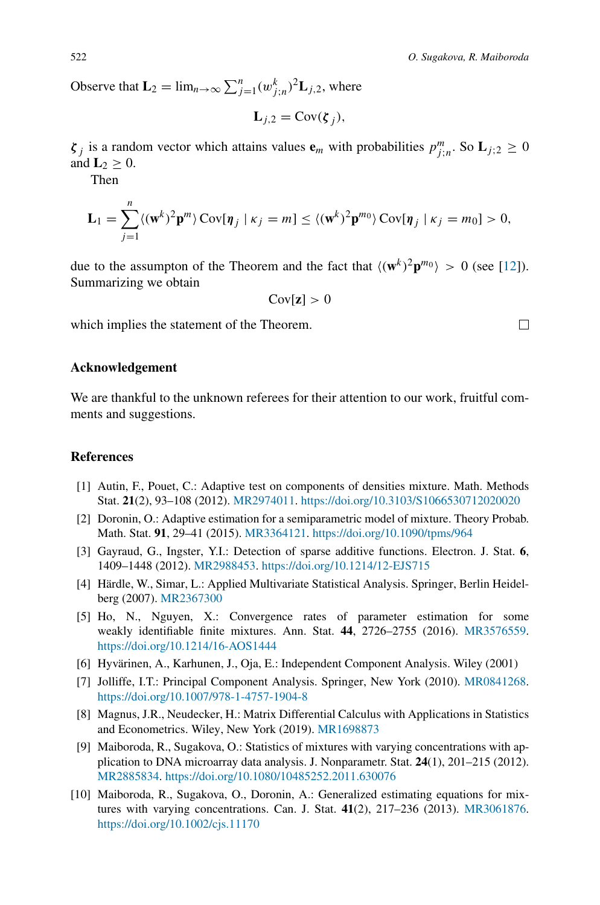Observe that $\mathbf{L}_2 = \lim_{n\to\infty} \sum_{j=1}^n (w_{j;n}^k)^2 \mathbf{L}_{j,2}$, where

$$\mathbf{L}_{j,2} = \operatorname{Cov}(\boldsymbol{\zeta}_j),$$

$\boldsymbol{\zeta}_j$ is a random vector which attains values $\mathbf{e}_m$ with probabilities $p_{j;n}^m$. So $\mathbf{L}_{j;2} \geq 0$ and $\mathbf{L}_2 \geq 0$.

Then

$$\mathbf{L}_1 = \sum_{j=1}^n \langle (\mathbf{w}^k)^2 \mathbf{p}^m \rangle \operatorname{Cov}[\boldsymbol{\eta}_j \mid \kappa_j = m] \leq \langle (\mathbf{w}^k)^2 \mathbf{p}^{m_0} \rangle \operatorname{Cov}[\boldsymbol{\eta}_j \mid \kappa_j = m_0] > 0,$$

due to the assumpton of the Theorem and the fact that $\langle (\mathbf{w}^k)^2 \mathbf{p}^{m_0} \rangle > 0$ (see [12]). Summarizing we obtain

$$\operatorname{Cov}[\mathbf{z}] > 0$$

which implies the statement of the Theorem. □

## Acknowledgement

We are thankful to the unknown referees for their attention to our work, fruitful comments and suggestions.

## References

[1] Autin, F., Pouet, C.: Adaptive test on components of densities mixture. Math. Methods Stat. **21**(2), 93–108 (2012). MR2974011. https://doi.org/10.3103/S1066530712020020

[2] Doronin, O.: Adaptive estimation for a semiparametric model of mixture. Theory Probab. Math. Stat. **91**, 29–41 (2015). MR3364121. https://doi.org/10.1090/tpms/964

[3] Gayraud, G., Ingster, Y.I.: Detection of sparse additive functions. Electron. J. Stat. **6**, 1409–1448 (2012). MR2988453. https://doi.org/10.1214/12-EJS715

[4] Härdle, W., Simar, L.: Applied Multivariate Statistical Analysis. Springer, Berlin Heidelberg (2007). MR2367300

[5] Ho, N., Nguyen, X.: Convergence rates of parameter estimation for some weakly identifiable finite mixtures. Ann. Stat. **44**, 2726–2755 (2016). MR3576559. https://doi.org/10.1214/16-AOS1444

[6] Hyvärinen, A., Karhunen, J., Oja, E.: Independent Component Analysis. Wiley (2001)

[7] Jolliffe, I.T.: Principal Component Analysis. Springer, New York (2010). MR0841268. https://doi.org/10.1007/978-1-4757-1904-8

[8] Magnus, J.R., Neudecker, H.: Matrix Differential Calculus with Applications in Statistics and Econometrics. Wiley, New York (2019). MR1698873

[9] Maiboroda, R., Sugakova, O.: Statistics of mixtures with varying concentrations with application to DNA microarray data analysis. J. Nonparametr. Stat. **24**(1), 201–215 (2012). MR2885834. https://doi.org/10.1080/10485252.2011.630076

[10] Maiboroda, R., Sugakova, O., Doronin, A.: Generalized estimating equations for mixtures with varying concentrations. Can. J. Stat. **41**(2), 217–236 (2013). MR3061876. https://doi.org/10.1002/cjs.11170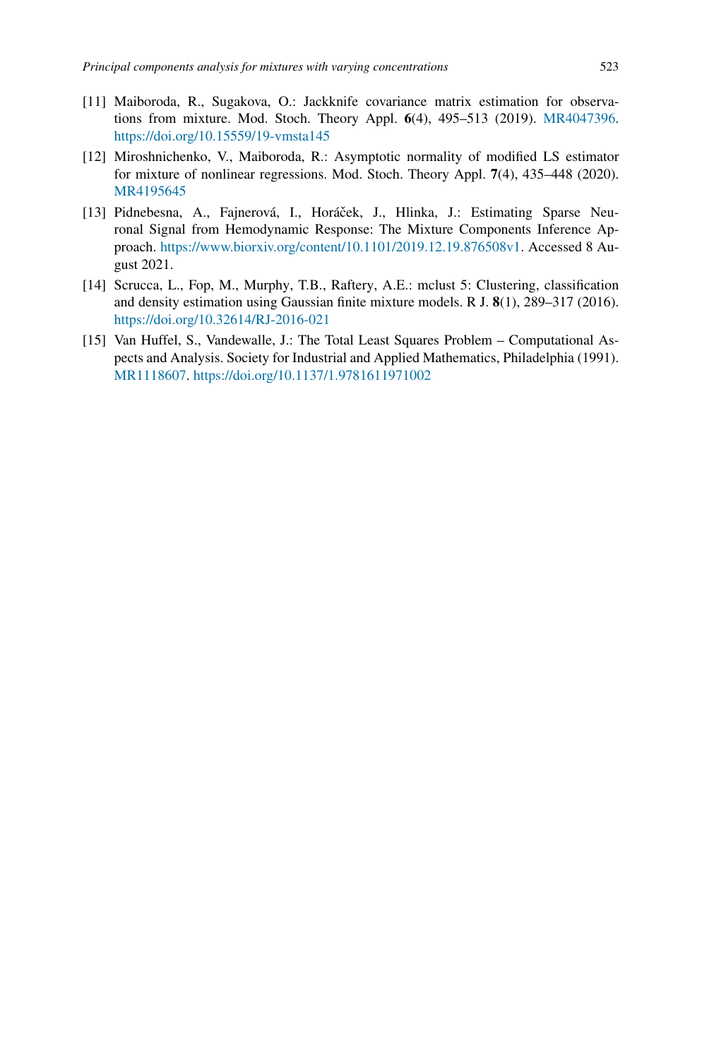[11] Maiboroda, R., Sugakova, O.: Jackknife covariance matrix estimation for observations from mixture. Mod. Stoch. Theory Appl. **6**(4), 495–513 (2019). MR4047396. https://doi.org/10.15559/19-vmsta145

[12] Miroshnichenko, V., Maiboroda, R.: Asymptotic normality of modified LS estimator for mixture of nonlinear regressions. Mod. Stoch. Theory Appl. **7**(4), 435–448 (2020). MR4195645

[13] Pidnebesna, A., Fajnerová, I., Horáček, J., Hlinka, J.: Estimating Sparse Neuronal Signal from Hemodynamic Response: The Mixture Components Inference Approach. https://www.biorxiv.org/content/10.1101/2019.12.19.876508v1. Accessed 8 August 2021.

[14] Scrucca, L., Fop, M., Murphy, T.B., Raftery, A.E.: mclust 5: Clustering, classification and density estimation using Gaussian finite mixture models. R J. **8**(1), 289–317 (2016). https://doi.org/10.32614/RJ-2016-021

[15] Van Huffel, S., Vandewalle, J.: The Total Least Squares Problem – Computational Aspects and Analysis. Society for Industrial and Applied Mathematics, Philadelphia (1991). MR1118607. https://doi.org/10.1137/1.9781611971002